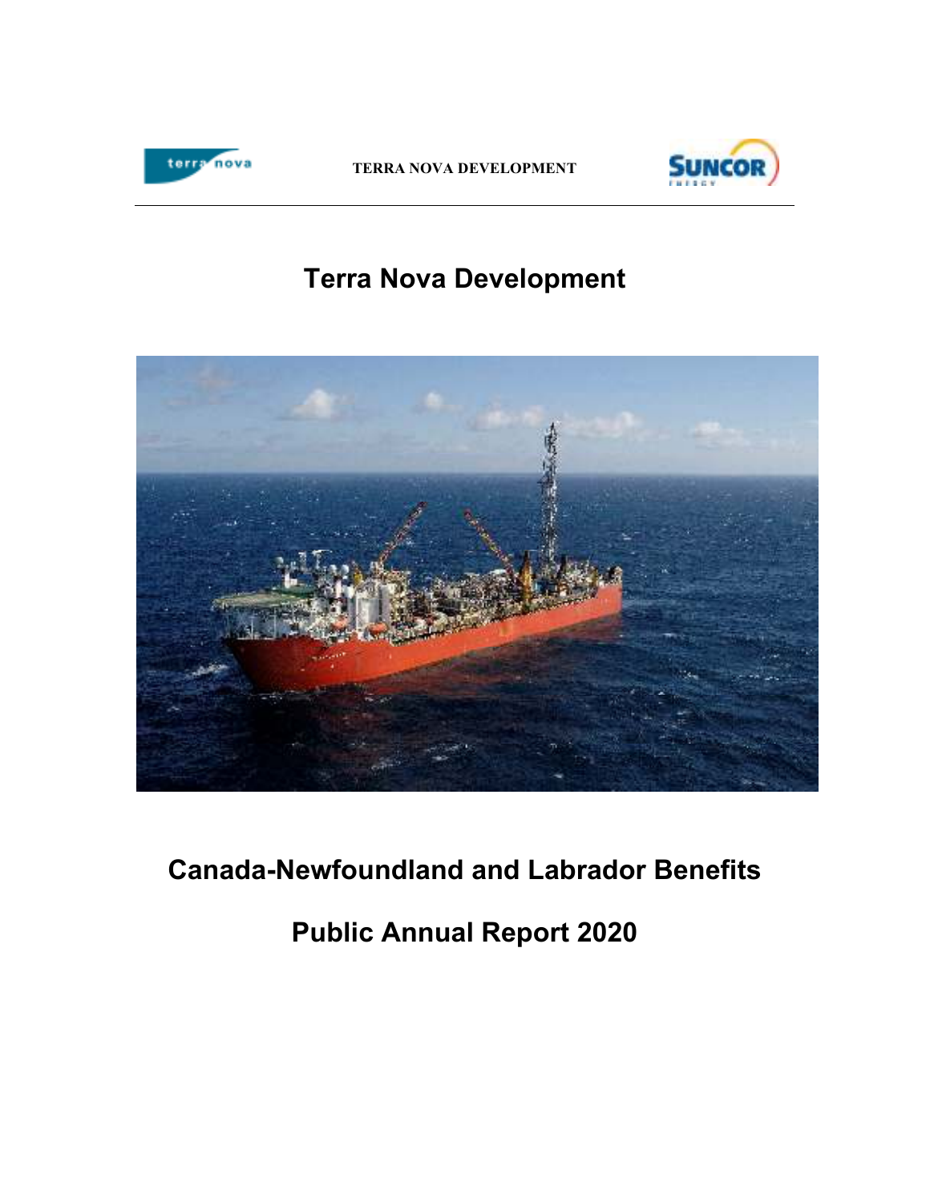TERRA NOVA DEVELOPMENT

# Terra Nova Development

# Canada-Newfoundland and Labrador Benefits

# Public Annual Report 2020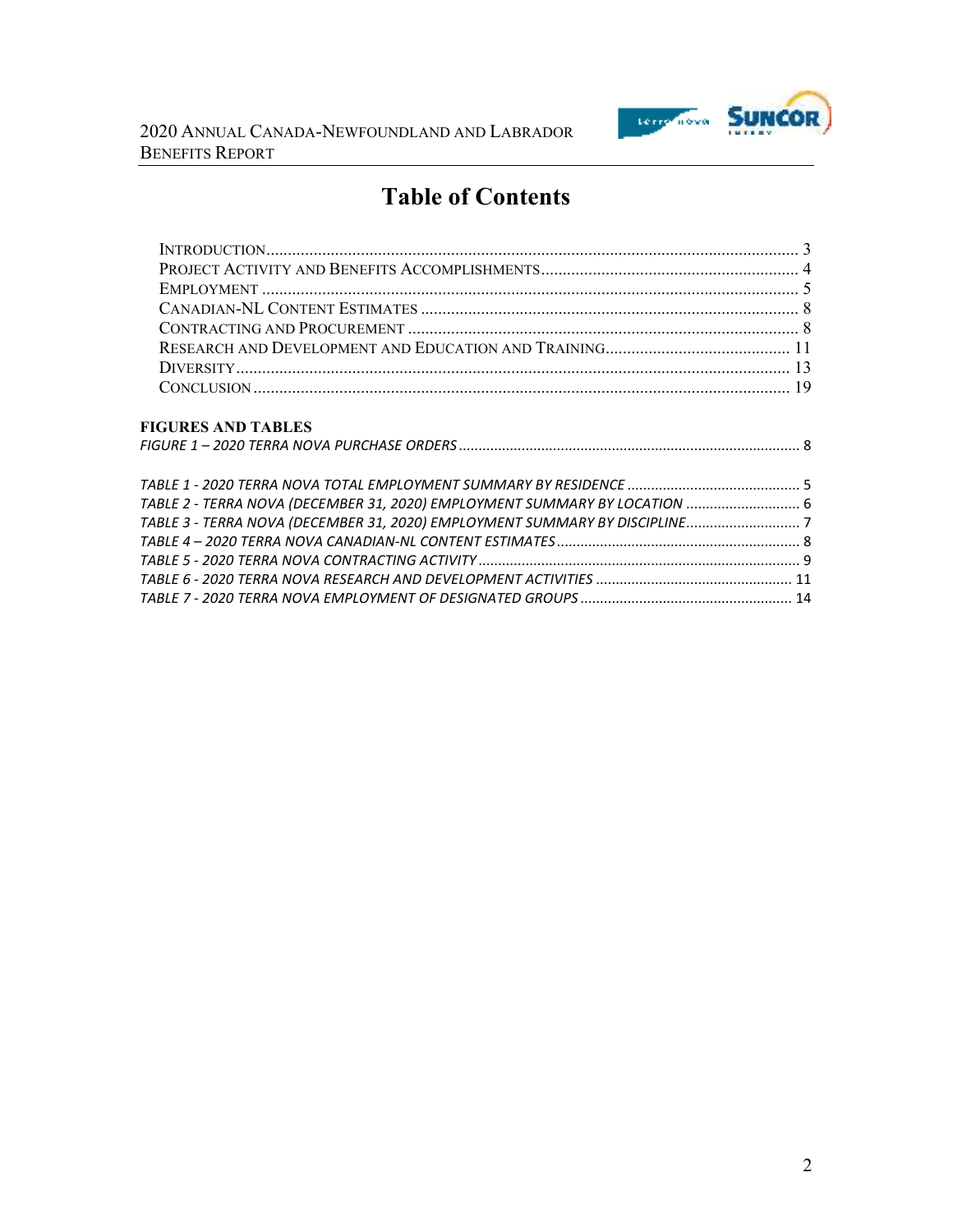# Table of Contents

INTRODUCTION ........ 3
PROJECT ACTIVITY AND BENEFITS ACCOMPLISHMENTS ........ 4
EMPLOYMENT ........ 5
CANADIAN-NL CONTENT ESTIMATES ........ 8
CONTRACTING AND PROCUREMENT ........ 8
RESEARCH AND DEVELOPMENT AND EDUCATION AND TRAINING ........ 11
DIVERSITY ........ 13
CONCLUSION ........ 19

**FIGURES AND TABLES**

*FIGURE 1 – 2020 TERRA NOVA PURCHASE ORDERS ........ 8*

*TABLE 1 - 2020 TERRA NOVA TOTAL EMPLOYMENT SUMMARY BY RESIDENCE ........ 5*
*TABLE 2 - TERRA NOVA (DECEMBER 31, 2020) EMPLOYMENT SUMMARY BY LOCATION ........ 6*
*TABLE 3 - TERRA NOVA (DECEMBER 31, 2020) EMPLOYMENT SUMMARY BY DISCIPLINE ........ 7*
*TABLE 4 – 2020 TERRA NOVA CANADIAN-NL CONTENT ESTIMATES ........ 8*
*TABLE 5 - 2020 TERRA NOVA CONTRACTING ACTIVITY ........ 9*
*TABLE 6 - 2020 TERRA NOVA RESEARCH AND DEVELOPMENT ACTIVITIES ........ 11*
*TABLE 7 - 2020 TERRA NOVA EMPLOYMENT OF DESIGNATED GROUPS ........ 14*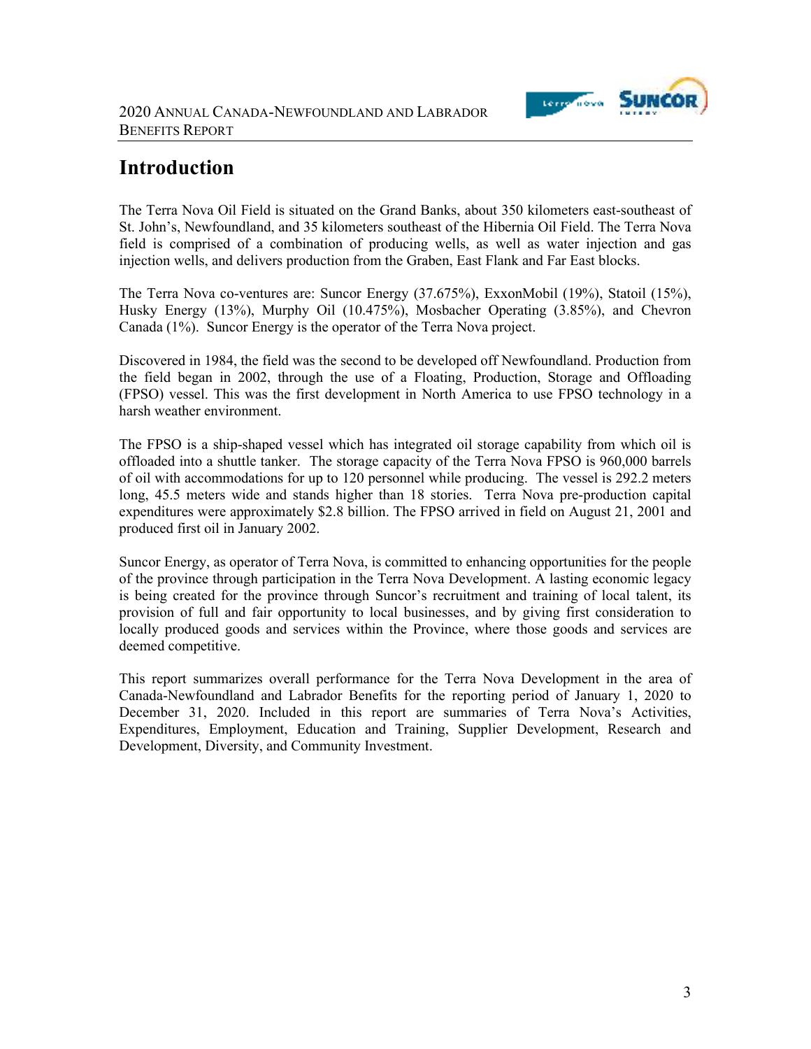# Introduction

The Terra Nova Oil Field is situated on the Grand Banks, about 350 kilometers east-southeast of St. John's, Newfoundland, and 35 kilometers southeast of the Hibernia Oil Field. The Terra Nova field is comprised of a combination of producing wells, as well as water injection and gas injection wells, and delivers production from the Graben, East Flank and Far East blocks.

The Terra Nova co-ventures are: Suncor Energy (37.675%), ExxonMobil (19%), Statoil (15%), Husky Energy (13%), Murphy Oil (10.475%), Mosbacher Operating (3.85%), and Chevron Canada (1%). Suncor Energy is the operator of the Terra Nova project.

Discovered in 1984, the field was the second to be developed off Newfoundland. Production from the field began in 2002, through the use of a Floating, Production, Storage and Offloading (FPSO) vessel. This was the first development in North America to use FPSO technology in a harsh weather environment.

The FPSO is a ship-shaped vessel which has integrated oil storage capability from which oil is offloaded into a shuttle tanker. The storage capacity of the Terra Nova FPSO is 960,000 barrels of oil with accommodations for up to 120 personnel while producing. The vessel is 292.2 meters long, 45.5 meters wide and stands higher than 18 stories. Terra Nova pre-production capital expenditures were approximately $2.8 billion. The FPSO arrived in field on August 21, 2001 and produced first oil in January 2002.

Suncor Energy, as operator of Terra Nova, is committed to enhancing opportunities for the people of the province through participation in the Terra Nova Development. A lasting economic legacy is being created for the province through Suncor's recruitment and training of local talent, its provision of full and fair opportunity to local businesses, and by giving first consideration to locally produced goods and services within the Province, where those goods and services are deemed competitive.

This report summarizes overall performance for the Terra Nova Development in the area of Canada-Newfoundland and Labrador Benefits for the reporting period of January 1, 2020 to December 31, 2020. Included in this report are summaries of Terra Nova's Activities, Expenditures, Employment, Education and Training, Supplier Development, Research and Development, Diversity, and Community Investment.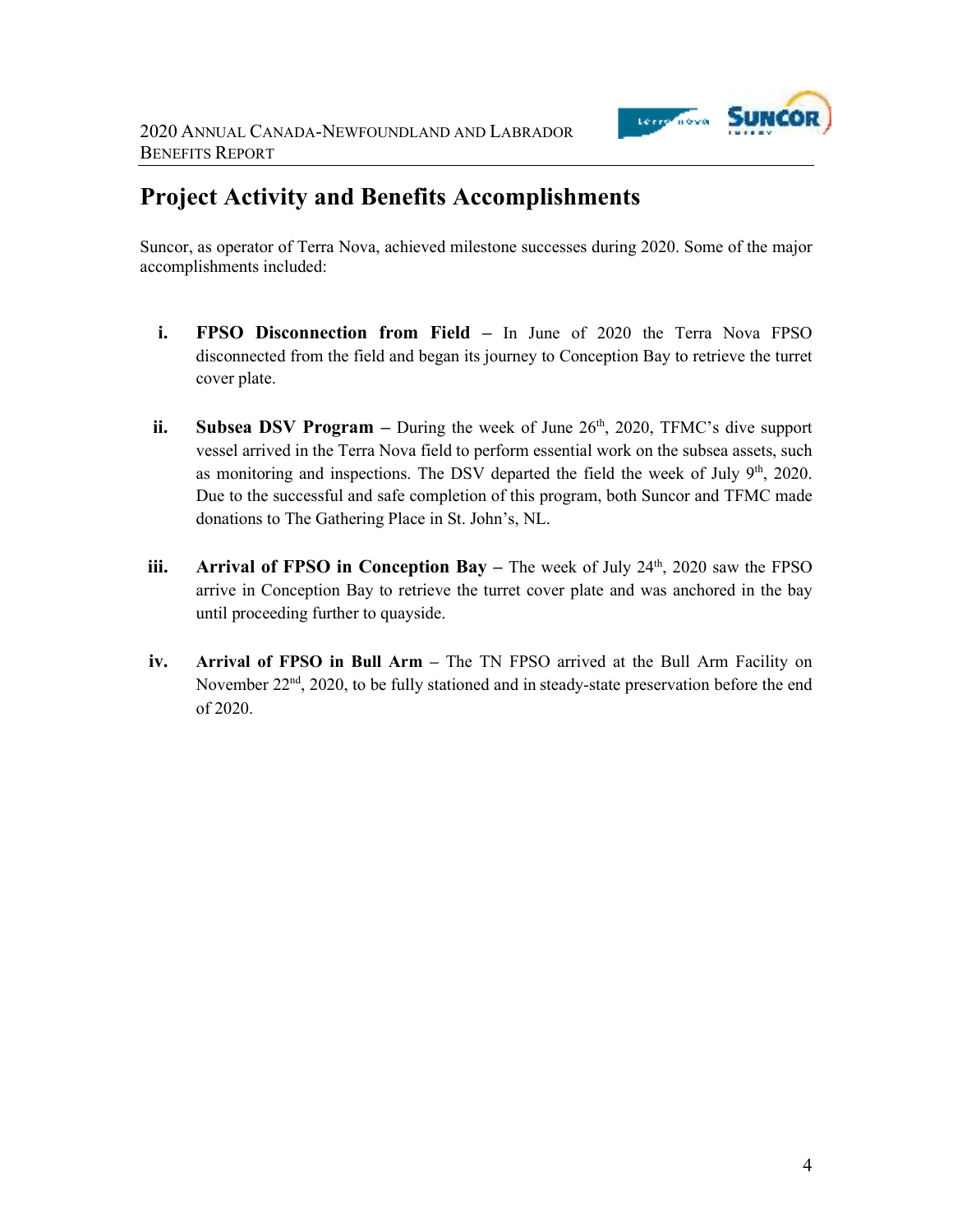# Project Activity and Benefits Accomplishments

Suncor, as operator of Terra Nova, achieved milestone successes during 2020. Some of the major accomplishments included:

i. **FPSO Disconnection from Field –** In June of 2020 the Terra Nova FPSO disconnected from the field and began its journey to Conception Bay to retrieve the turret cover plate.

ii. **Subsea DSV Program –** During the week of June 26th, 2020, TFMC's dive support vessel arrived in the Terra Nova field to perform essential work on the subsea assets, such as monitoring and inspections. The DSV departed the field the week of July 9th, 2020. Due to the successful and safe completion of this program, both Suncor and TFMC made donations to The Gathering Place in St. John's, NL.

iii. **Arrival of FPSO in Conception Bay –** The week of July 24th, 2020 saw the FPSO arrive in Conception Bay to retrieve the turret cover plate and was anchored in the bay until proceeding further to quayside.

iv. **Arrival of FPSO in Bull Arm –** The TN FPSO arrived at the Bull Arm Facility on November 22nd, 2020, to be fully stationed and in steady-state preservation before the end of 2020.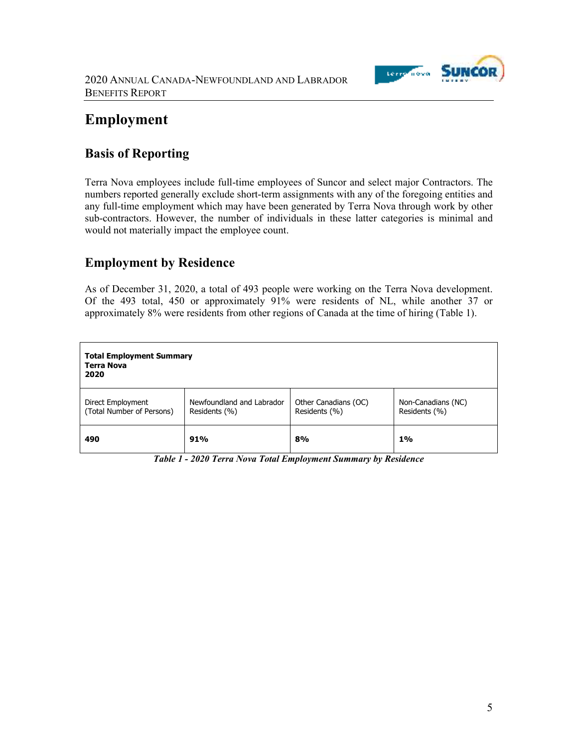# Employment

## Basis of Reporting

Terra Nova employees include full-time employees of Suncor and select major Contractors. The numbers reported generally exclude short-term assignments with any of the foregoing entities and any full-time employment which may have been generated by Terra Nova through work by other sub-contractors. However, the number of individuals in these latter categories is minimal and would not materially impact the employee count.

## Employment by Residence

As of December 31, 2020, a total of 493 people were working on the Terra Nova development. Of the 493 total, 450 or approximately 91% were residents of NL, while another 37 or approximately 8% were residents from other regions of Canada at the time of hiring (Table 1).

| **Total Employment Summary<br>Terra Nova<br>2020** | | | |
|---|---|---|---|
| Direct Employment (Total Number of Persons) | Newfoundland and Labrador Residents (%) | Other Canadians (OC) Residents (%) | Non-Canadians (NC) Residents (%) |
| **490** | **91%** | **8%** | **1%** |

***Table 1 - 2020 Terra Nova Total Employment Summary by Residence***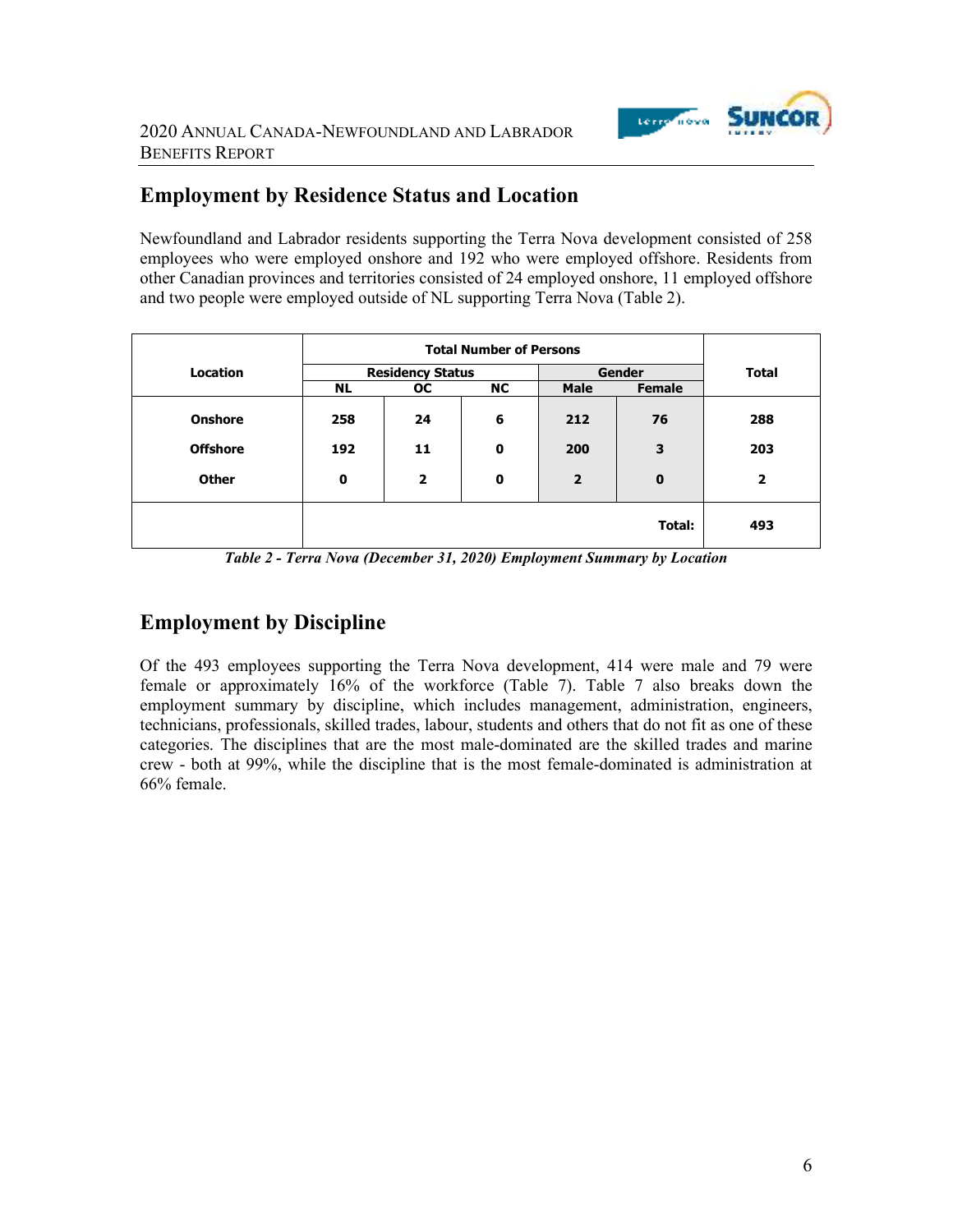## Employment by Residence Status and Location

Newfoundland and Labrador residents supporting the Terra Nova development consisted of 258 employees who were employed onshore and 192 who were employed offshore. Residents from other Canadian provinces and territories consisted of 24 employed onshore, 11 employed offshore and two people were employed outside of NL supporting Terra Nova (Table 2).

| Location | Total Number of Persons | | | | | Total |
|---|---|---|---|---|---|---|
| | Residency Status | | | Gender | | |
| | NL | OC | NC | Male | Female | |
| **Onshore** | 258 | 24 | 6 | 212 | 76 | 288 |
| **Offshore** | 192 | 11 | 0 | 200 | 3 | 203 |
| **Other** | 0 | 2 | 0 | 2 | 0 | 2 |
| | | | | | **Total:** | 493 |

*Table 2 - Terra Nova (December 31, 2020) Employment Summary by Location*

## Employment by Discipline

Of the 493 employees supporting the Terra Nova development, 414 were male and 79 were female or approximately 16% of the workforce (Table 7). Table 7 also breaks down the employment summary by discipline, which includes management, administration, engineers, technicians, professionals, skilled trades, labour, students and others that do not fit as one of these categories. The disciplines that are the most male-dominated are the skilled trades and marine crew - both at 99%, while the discipline that is the most female-dominated is administration at 66% female.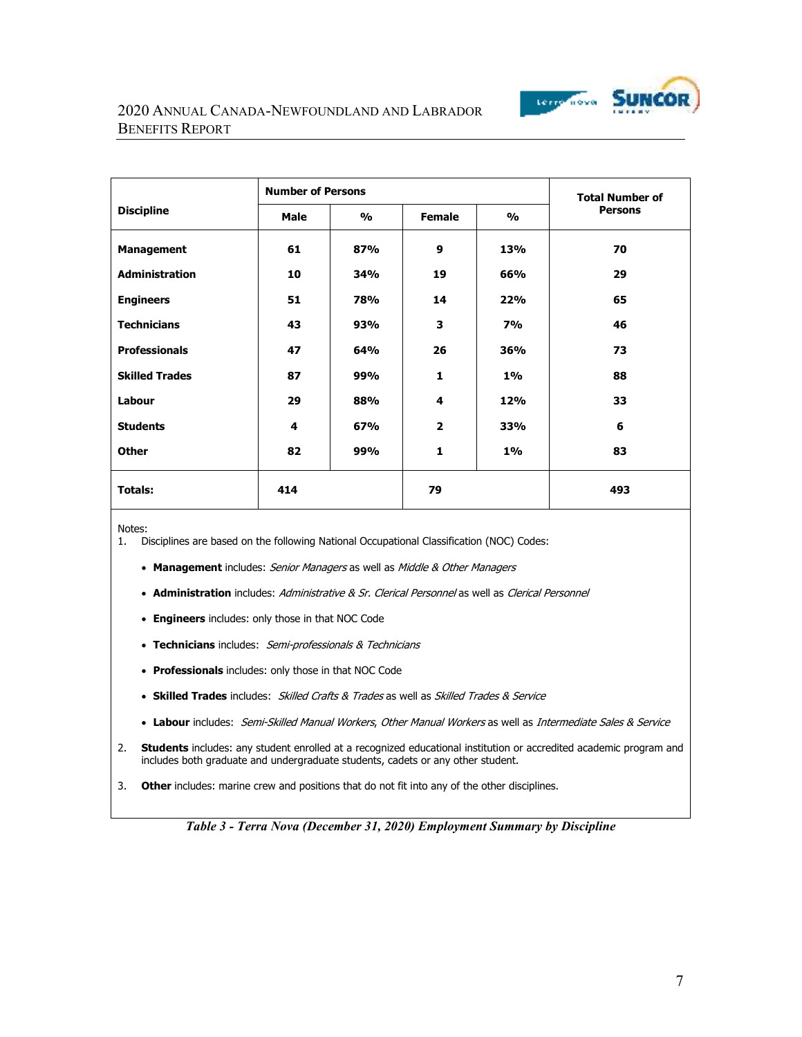| Discipline | Number of Persons | | | | Total Number of Persons |
|---|---|---|---|---|---|
| | Male | % | Female | % | |
| **Management** | **61** | **87%** | **9** | **13%** | **70** |
| **Administration** | **10** | **34%** | **19** | **66%** | **29** |
| **Engineers** | **51** | **78%** | **14** | **22%** | **65** |
| **Technicians** | **43** | **93%** | **3** | **7%** | **46** |
| **Professionals** | **47** | **64%** | **26** | **36%** | **73** |
| **Skilled Trades** | **87** | **99%** | **1** | **1%** | **88** |
| **Labour** | **29** | **88%** | **4** | **12%** | **33** |
| **Students** | **4** | **67%** | **2** | **33%** | **6** |
| **Other** | **82** | **99%** | **1** | **1%** | **83** |
| **Totals:** | **414** | | **79** | | **493** |

Notes:

1. Disciplines are based on the following National Occupational Classification (NOC) Codes:
   - **Management** includes: *Senior Managers* as well as *Middle & Other Managers*
   - **Administration** includes: *Administrative & Sr. Clerical Personnel* as well as *Clerical Personnel*
   - **Engineers** includes: only those in that NOC Code
   - **Technicians** includes: *Semi-professionals & Technicians*
   - **Professionals** includes: only those in that NOC Code
   - **Skilled Trades** includes: *Skilled Crafts & Trades* as well as *Skilled Trades & Service*
   - **Labour** includes: *Semi-Skilled Manual Workers*, *Other Manual Workers* as well as *Intermediate Sales & Service*
2. **Students** includes: any student enrolled at a recognized educational institution or accredited academic program and includes both graduate and undergraduate students, cadets or any other student.
3. **Other** includes: marine crew and positions that do not fit into any of the other disciplines.

***Table 3 - Terra Nova (December 31, 2020) Employment Summary by Discipline***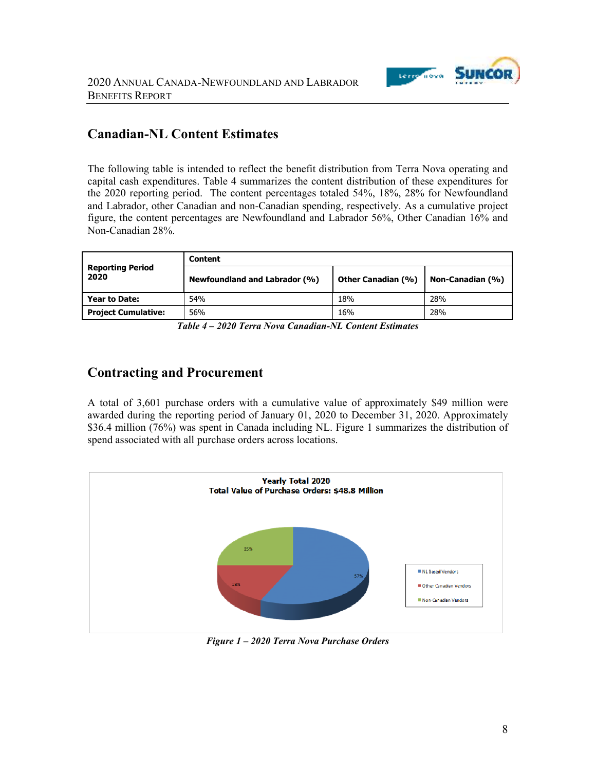## Canadian-NL Content Estimates

The following table is intended to reflect the benefit distribution from Terra Nova operating and capital cash expenditures. Table 4 summarizes the content distribution of these expenditures for the 2020 reporting period. The content percentages totaled 54%, 18%, 28% for Newfoundland and Labrador, other Canadian and non-Canadian spending, respectively. As a cumulative project figure, the content percentages are Newfoundland and Labrador 56%, Other Canadian 16% and Non-Canadian 28%.

| **Reporting Period 2020** | **Content** | | |
|---|---|---|---|
| | **Newfoundland and Labrador (%)** | **Other Canadian (%)** | **Non-Canadian (%)** |
| **Year to Date:** | 54% | 18% | 28% |
| **Project Cumulative:** | 56% | 16% | 28% |

***Table 4 – 2020 Terra Nova Canadian-NL Content Estimates***

## Contracting and Procurement

A total of 3,601 purchase orders with a cumulative value of approximately $49 million were awarded during the reporting period of January 01, 2020 to December 31, 2020. Approximately $36.4 million (76%) was spent in Canada including NL. Figure 1 summarizes the distribution of spend associated with all purchase orders across locations.

**Yearly Total 2020**
**Total Value of Purchase Orders: $48.8 Million**

- NL Based Vendors: 57%
- Other Canadian Vendors: 18%
- Non-Canadian Vendors: 25%

***Figure 1 – 2020 Terra Nova Purchase Orders***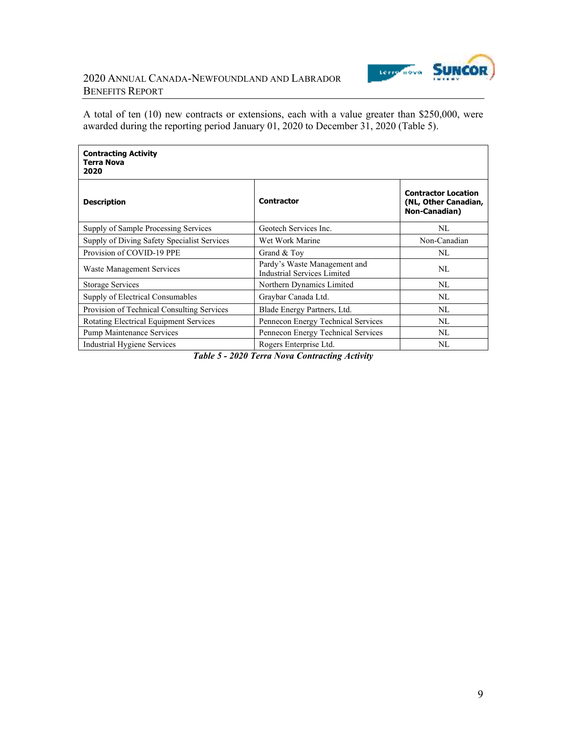A total of ten (10) new contracts or extensions, each with a value greater than $250,000, were awarded during the reporting period January 01, 2020 to December 31, 2020 (Table 5).

| **Contracting Activity**<br>**Terra Nova**<br>**2020** | | |
|---|---|---|
| **Description** | **Contractor** | **Contractor Location (NL, Other Canadian, Non-Canadian)** |
| Supply of Sample Processing Services | Geotech Services Inc. | NL |
| Supply of Diving Safety Specialist Services | Wet Work Marine | Non-Canadian |
| Provision of COVID-19 PPE | Grand & Toy | NL |
| Waste Management Services | Pardy's Waste Management and Industrial Services Limited | NL |
| Storage Services | Northern Dynamics Limited | NL |
| Supply of Electrical Consumables | Graybar Canada Ltd. | NL |
| Provision of Technical Consulting Services | Blade Energy Partners, Ltd. | NL |
| Rotating Electrical Equipment Services | Pennecon Energy Technical Services | NL |
| Pump Maintenance Services | Pennecon Energy Technical Services | NL |
| Industrial Hygiene Services | Rogers Enterprise Ltd. | NL |

***Table 5 - 2020 Terra Nova Contracting Activity***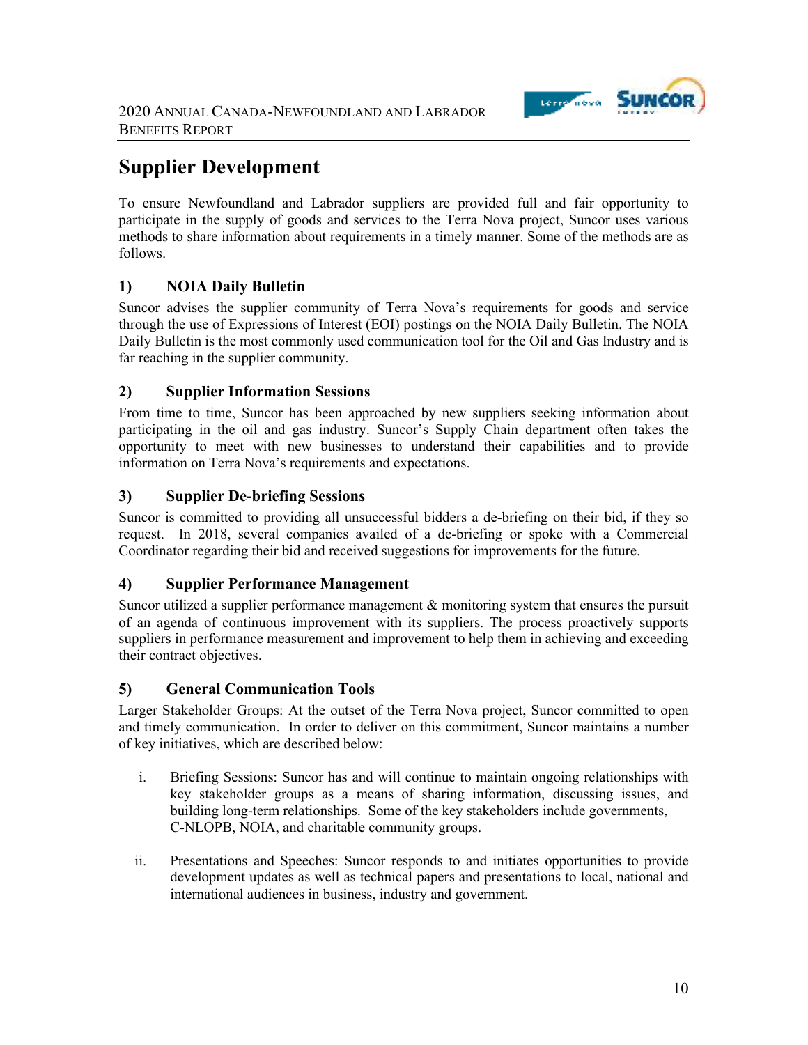# Supplier Development

To ensure Newfoundland and Labrador suppliers are provided full and fair opportunity to participate in the supply of goods and services to the Terra Nova project, Suncor uses various methods to share information about requirements in a timely manner. Some of the methods are as follows.

## 1) NOIA Daily Bulletin

Suncor advises the supplier community of Terra Nova's requirements for goods and service through the use of Expressions of Interest (EOI) postings on the NOIA Daily Bulletin. The NOIA Daily Bulletin is the most commonly used communication tool for the Oil and Gas Industry and is far reaching in the supplier community.

## 2) Supplier Information Sessions

From time to time, Suncor has been approached by new suppliers seeking information about participating in the oil and gas industry. Suncor's Supply Chain department often takes the opportunity to meet with new businesses to understand their capabilities and to provide information on Terra Nova's requirements and expectations.

## 3) Supplier De-briefing Sessions

Suncor is committed to providing all unsuccessful bidders a de-briefing on their bid, if they so request. In 2018, several companies availed of a de-briefing or spoke with a Commercial Coordinator regarding their bid and received suggestions for improvements for the future.

## 4) Supplier Performance Management

Suncor utilized a supplier performance management & monitoring system that ensures the pursuit of an agenda of continuous improvement with its suppliers. The process proactively supports suppliers in performance measurement and improvement to help them in achieving and exceeding their contract objectives.

## 5) General Communication Tools

Larger Stakeholder Groups: At the outset of the Terra Nova project, Suncor committed to open and timely communication. In order to deliver on this commitment, Suncor maintains a number of key initiatives, which are described below:

i. Briefing Sessions: Suncor has and will continue to maintain ongoing relationships with key stakeholder groups as a means of sharing information, discussing issues, and building long-term relationships. Some of the key stakeholders include governments, C-NLOPB, NOIA, and charitable community groups.

ii. Presentations and Speeches: Suncor responds to and initiates opportunities to provide development updates as well as technical papers and presentations to local, national and international audiences in business, industry and government.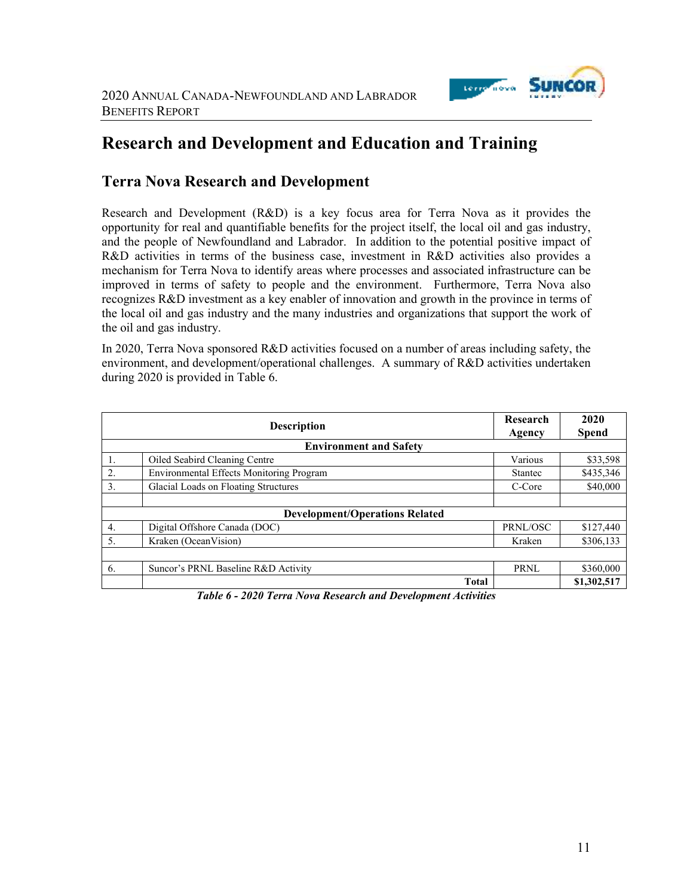# Research and Development and Education and Training

## Terra Nova Research and Development

Research and Development (R&D) is a key focus area for Terra Nova as it provides the opportunity for real and quantifiable benefits for the project itself, the local oil and gas industry, and the people of Newfoundland and Labrador. In addition to the potential positive impact of R&D activities in terms of the business case, investment in R&D activities also provides a mechanism for Terra Nova to identify areas where processes and associated infrastructure can be improved in terms of safety to people and the environment. Furthermore, Terra Nova also recognizes R&D investment as a key enabler of innovation and growth in the province in terms of the local oil and gas industry and the many industries and organizations that support the work of the oil and gas industry.

In 2020, Terra Nova sponsored R&D activities focused on a number of areas including safety, the environment, and development/operational challenges. A summary of R&D activities undertaken during 2020 is provided in Table 6.

| | Description | Research Agency | 2020 Spend |
|---|---|---|---|
| | **Environment and Safety** | | |
| 1. | Oiled Seabird Cleaning Centre | Various | $33,598 |
| 2. | Environmental Effects Monitoring Program | Stantec | $435,346 |
| 3. | Glacial Loads on Floating Structures | C-Core | $40,000 |
| | | | |
| | **Development/Operations Related** | | |
| 4. | Digital Offshore Canada (DOC) | PRNL/OSC | $127,440 |
| 5. | Kraken (OceanVision) | Kraken | $306,133 |
| | | | |
| 6. | Suncor's PRNL Baseline R&D Activity | PRNL | $360,000 |
| | **Total** | | **$1,302,517** |

*Table 6 - 2020 Terra Nova Research and Development Activities*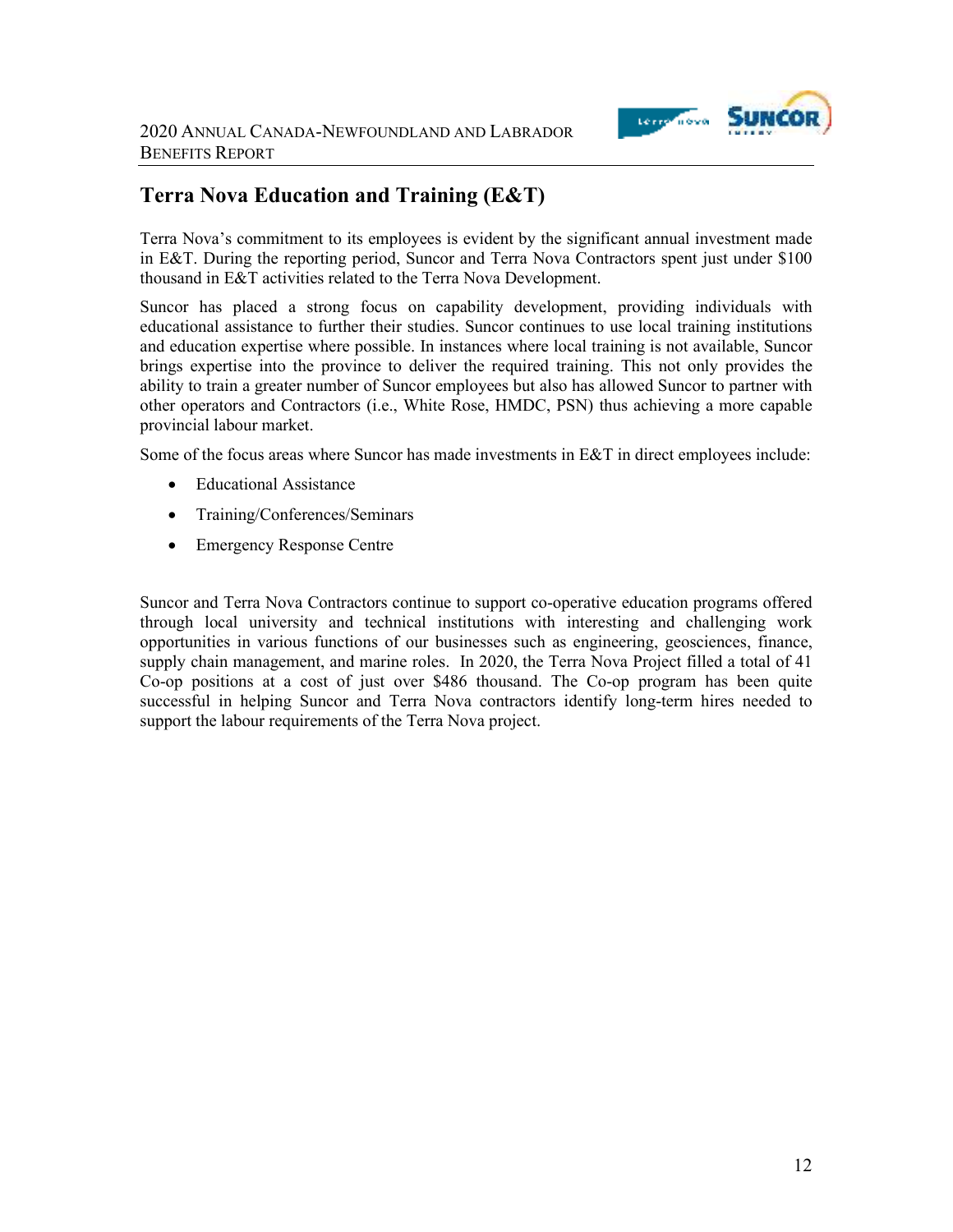## Terra Nova Education and Training (E&T)

Terra Nova's commitment to its employees is evident by the significant annual investment made in E&T. During the reporting period, Suncor and Terra Nova Contractors spent just under $100 thousand in E&T activities related to the Terra Nova Development.

Suncor has placed a strong focus on capability development, providing individuals with educational assistance to further their studies. Suncor continues to use local training institutions and education expertise where possible. In instances where local training is not available, Suncor brings expertise into the province to deliver the required training. This not only provides the ability to train a greater number of Suncor employees but also has allowed Suncor to partner with other operators and Contractors (i.e., White Rose, HMDC, PSN) thus achieving a more capable provincial labour market.

Some of the focus areas where Suncor has made investments in E&T in direct employees include:

- Educational Assistance
- Training/Conferences/Seminars
- Emergency Response Centre

Suncor and Terra Nova Contractors continue to support co-operative education programs offered through local university and technical institutions with interesting and challenging work opportunities in various functions of our businesses such as engineering, geosciences, finance, supply chain management, and marine roles. In 2020, the Terra Nova Project filled a total of 41 Co-op positions at a cost of just over $486 thousand. The Co-op program has been quite successful in helping Suncor and Terra Nova contractors identify long-term hires needed to support the labour requirements of the Terra Nova project.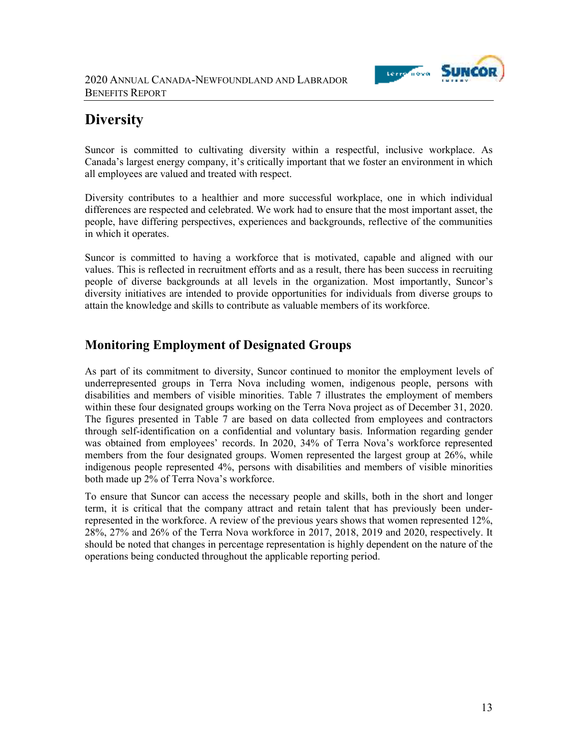# Diversity

Suncor is committed to cultivating diversity within a respectful, inclusive workplace. As Canada's largest energy company, it's critically important that we foster an environment in which all employees are valued and treated with respect.

Diversity contributes to a healthier and more successful workplace, one in which individual differences are respected and celebrated. We work had to ensure that the most important asset, the people, have differing perspectives, experiences and backgrounds, reflective of the communities in which it operates.

Suncor is committed to having a workforce that is motivated, capable and aligned with our values. This is reflected in recruitment efforts and as a result, there has been success in recruiting people of diverse backgrounds at all levels in the organization. Most importantly, Suncor's diversity initiatives are intended to provide opportunities for individuals from diverse groups to attain the knowledge and skills to contribute as valuable members of its workforce.

## Monitoring Employment of Designated Groups

As part of its commitment to diversity, Suncor continued to monitor the employment levels of underrepresented groups in Terra Nova including women, indigenous people, persons with disabilities and members of visible minorities. Table 7 illustrates the employment of members within these four designated groups working on the Terra Nova project as of December 31, 2020. The figures presented in Table 7 are based on data collected from employees and contractors through self-identification on a confidential and voluntary basis. Information regarding gender was obtained from employees' records. In 2020, 34% of Terra Nova's workforce represented members from the four designated groups. Women represented the largest group at 26%, while indigenous people represented 4%, persons with disabilities and members of visible minorities both made up 2% of Terra Nova's workforce.

To ensure that Suncor can access the necessary people and skills, both in the short and longer term, it is critical that the company attract and retain talent that has previously been under-represented in the workforce. A review of the previous years shows that women represented 12%, 28%, 27% and 26% of the Terra Nova workforce in 2017, 2018, 2019 and 2020, respectively. It should be noted that changes in percentage representation is highly dependent on the nature of the operations being conducted throughout the applicable reporting period.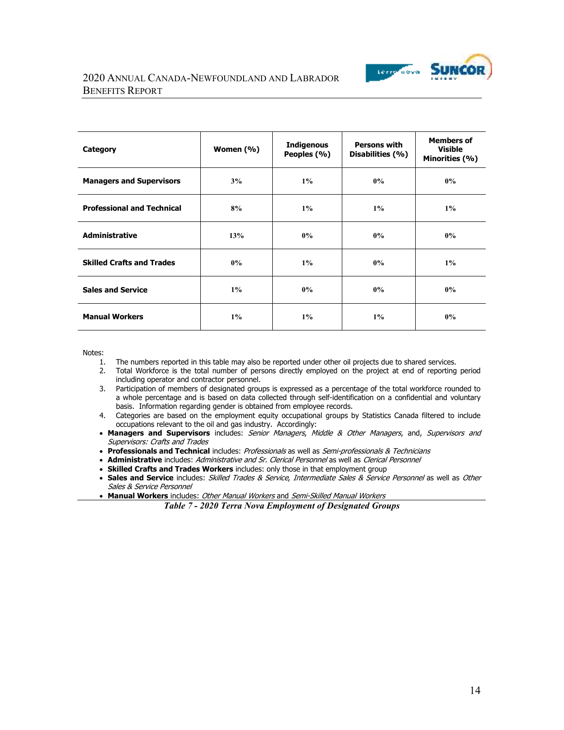| Category | Women (%) | Indigenous Peoples (%) | Persons with Disabilities (%) | Members of Visible Minorities (%) |
|---|---|---|---|---|
| **Managers and Supervisors** | 3% | 1% | 0% | 0% |
| **Professional and Technical** | 8% | 1% | 1% | 1% |
| **Administrative** | 13% | 0% | 0% | 0% |
| **Skilled Crafts and Trades** | 0% | 1% | 0% | 1% |
| **Sales and Service** | 1% | 0% | 0% | 0% |
| **Manual Workers** | 1% | 1% | 1% | 0% |

Notes:

1. The numbers reported in this table may also be reported under other oil projects due to shared services.
2. Total Workforce is the total number of persons directly employed on the project at end of reporting period including operator and contractor personnel.
3. Participation of members of designated groups is expressed as a percentage of the total workforce rounded to a whole percentage and is based on data collected through self-identification on a confidential and voluntary basis. Information regarding gender is obtained from employee records.
4. Categories are based on the employment equity occupational groups by Statistics Canada filtered to include occupations relevant to the oil and gas industry. Accordingly:

- **Managers and Supervisors** includes: *Senior Managers*, *Middle & Other Managers*, and, *Supervisors and Supervisors: Crafts and Trades*
- **Professionals and Technical** includes: *Professionals* as well as *Semi-professionals & Technicians*
- **Administrative** includes: *Administrative and Sr. Clerical Personnel* as well as *Clerical Personnel*
- **Skilled Crafts and Trades Workers** includes: only those in that employment group
- **Sales and Service** includes: *Skilled Trades & Service*, *Intermediate Sales & Service Personnel* as well as *Other Sales & Service Personnel*
- **Manual Workers** includes: *Other Manual Workers* and *Semi-Skilled Manual Workers*

*Table 7 - 2020 Terra Nova Employment of Designated Groups*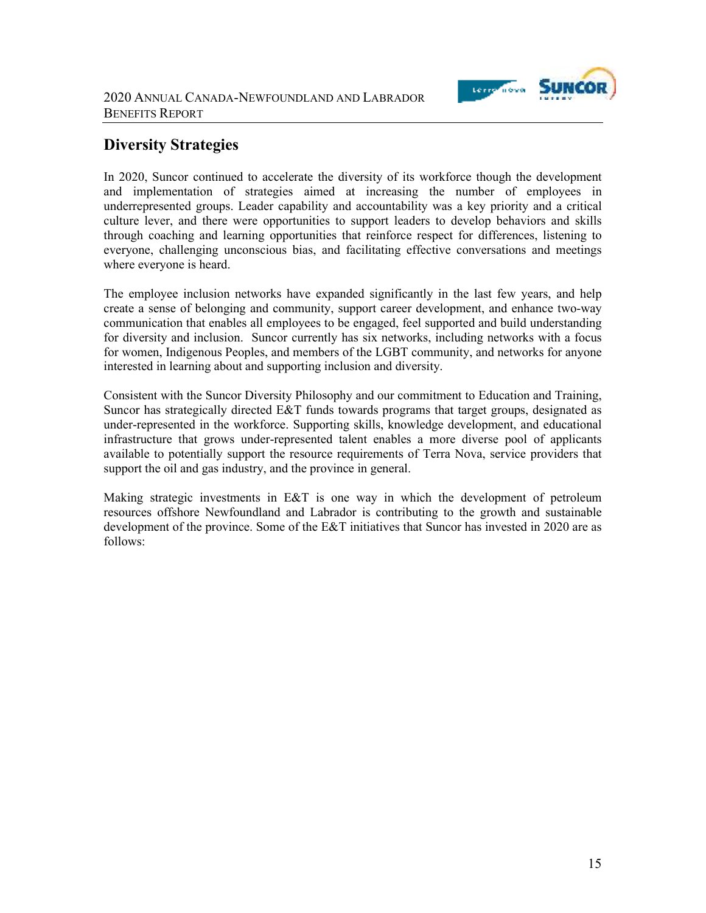## Diversity Strategies

In 2020, Suncor continued to accelerate the diversity of its workforce though the development and implementation of strategies aimed at increasing the number of employees in underrepresented groups. Leader capability and accountability was a key priority and a critical culture lever, and there were opportunities to support leaders to develop behaviors and skills through coaching and learning opportunities that reinforce respect for differences, listening to everyone, challenging unconscious bias, and facilitating effective conversations and meetings where everyone is heard.

The employee inclusion networks have expanded significantly in the last few years, and help create a sense of belonging and community, support career development, and enhance two-way communication that enables all employees to be engaged, feel supported and build understanding for diversity and inclusion. Suncor currently has six networks, including networks with a focus for women, Indigenous Peoples, and members of the LGBT community, and networks for anyone interested in learning about and supporting inclusion and diversity.

Consistent with the Suncor Diversity Philosophy and our commitment to Education and Training, Suncor has strategically directed E&T funds towards programs that target groups, designated as under-represented in the workforce. Supporting skills, knowledge development, and educational infrastructure that grows under-represented talent enables a more diverse pool of applicants available to potentially support the resource requirements of Terra Nova, service providers that support the oil and gas industry, and the province in general.

Making strategic investments in E&T is one way in which the development of petroleum resources offshore Newfoundland and Labrador is contributing to the growth and sustainable development of the province. Some of the E&T initiatives that Suncor has invested in 2020 are as follows: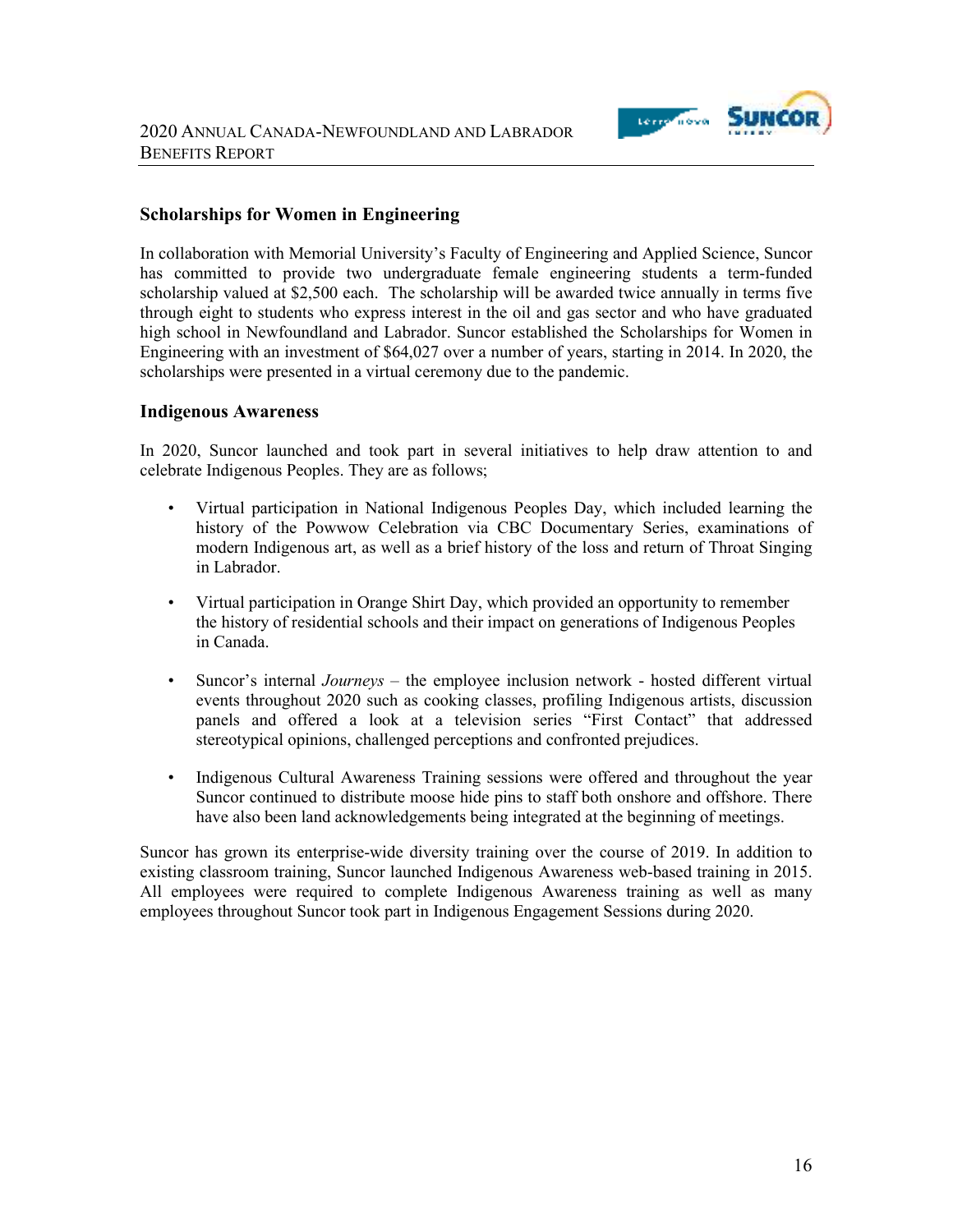### Scholarships for Women in Engineering

In collaboration with Memorial University's Faculty of Engineering and Applied Science, Suncor has committed to provide two undergraduate female engineering students a term-funded scholarship valued at $2,500 each. The scholarship will be awarded twice annually in terms five through eight to students who express interest in the oil and gas sector and who have graduated high school in Newfoundland and Labrador. Suncor established the Scholarships for Women in Engineering with an investment of $64,027 over a number of years, starting in 2014. In 2020, the scholarships were presented in a virtual ceremony due to the pandemic.

### Indigenous Awareness

In 2020, Suncor launched and took part in several initiatives to help draw attention to and celebrate Indigenous Peoples. They are as follows;

- Virtual participation in National Indigenous Peoples Day, which included learning the history of the Powwow Celebration via CBC Documentary Series, examinations of modern Indigenous art, as well as a brief history of the loss and return of Throat Singing in Labrador.
- Virtual participation in Orange Shirt Day, which provided an opportunity to remember the history of residential schools and their impact on generations of Indigenous Peoples in Canada.
- Suncor's internal *Journeys* – the employee inclusion network - hosted different virtual events throughout 2020 such as cooking classes, profiling Indigenous artists, discussion panels and offered a look at a television series "First Contact" that addressed stereotypical opinions, challenged perceptions and confronted prejudices.
- Indigenous Cultural Awareness Training sessions were offered and throughout the year Suncor continued to distribute moose hide pins to staff both onshore and offshore. There have also been land acknowledgements being integrated at the beginning of meetings.

Suncor has grown its enterprise-wide diversity training over the course of 2019. In addition to existing classroom training, Suncor launched Indigenous Awareness web-based training in 2015. All employees were required to complete Indigenous Awareness training as well as many employees throughout Suncor took part in Indigenous Engagement Sessions during 2020.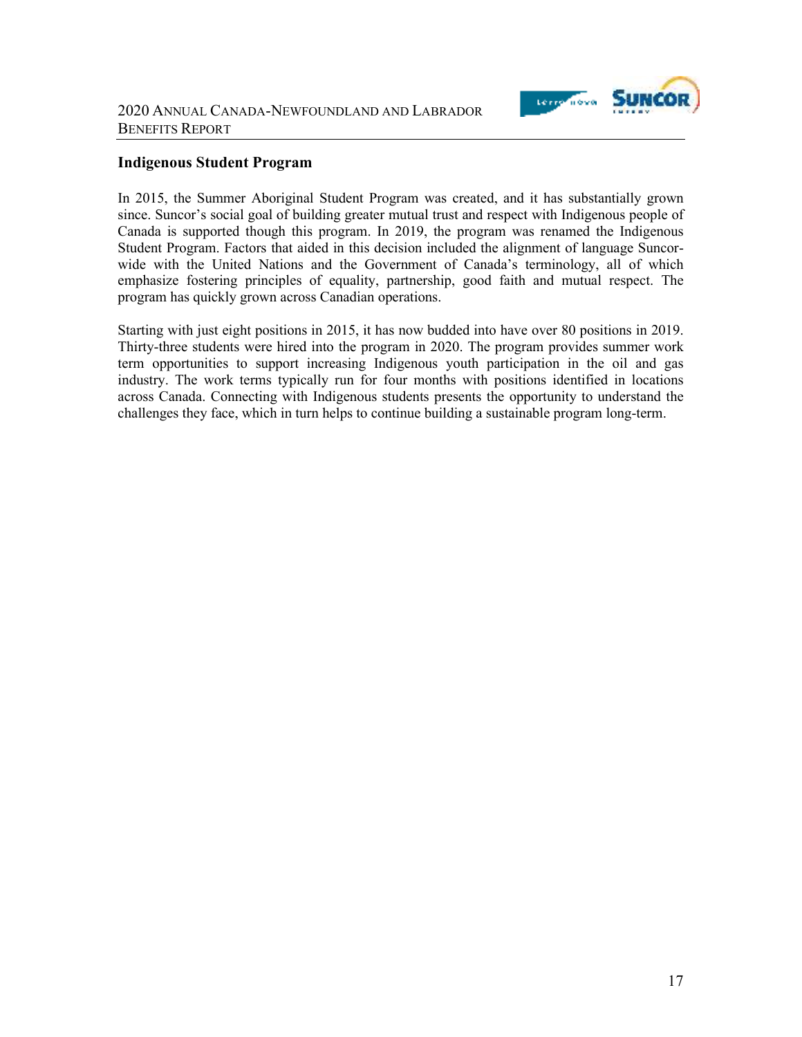## Indigenous Student Program

In 2015, the Summer Aboriginal Student Program was created, and it has substantially grown since. Suncor's social goal of building greater mutual trust and respect with Indigenous people of Canada is supported though this program. In 2019, the program was renamed the Indigenous Student Program. Factors that aided in this decision included the alignment of language Suncor-wide with the United Nations and the Government of Canada's terminology, all of which emphasize fostering principles of equality, partnership, good faith and mutual respect. The program has quickly grown across Canadian operations.

Starting with just eight positions in 2015, it has now budded into have over 80 positions in 2019. Thirty-three students were hired into the program in 2020. The program provides summer work term opportunities to support increasing Indigenous youth participation in the oil and gas industry. The work terms typically run for four months with positions identified in locations across Canada. Connecting with Indigenous students presents the opportunity to understand the challenges they face, which in turn helps to continue building a sustainable program long-term.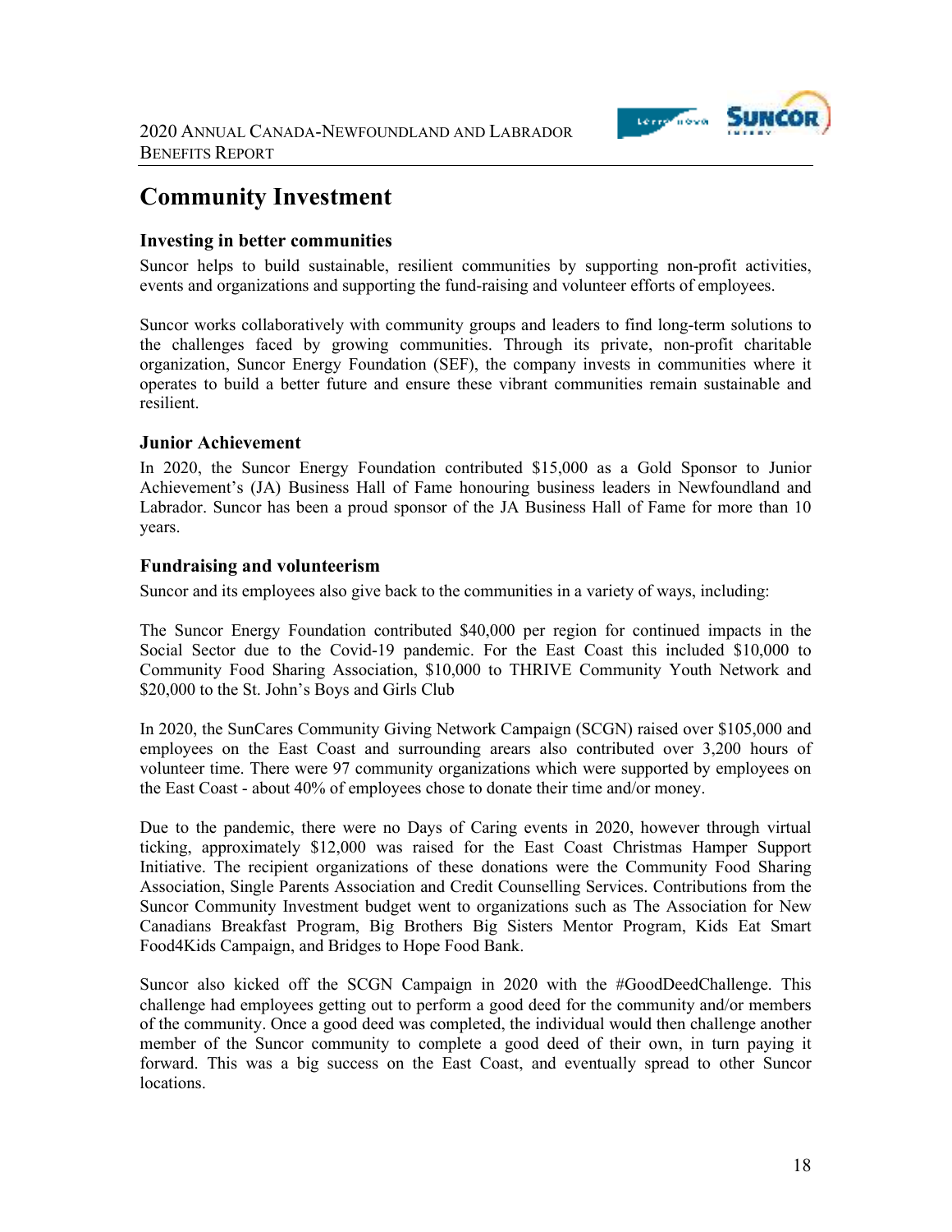# Community Investment

### Investing in better communities

Suncor helps to build sustainable, resilient communities by supporting non-profit activities, events and organizations and supporting the fund-raising and volunteer efforts of employees.

Suncor works collaboratively with community groups and leaders to find long-term solutions to the challenges faced by growing communities. Through its private, non-profit charitable organization, Suncor Energy Foundation (SEF), the company invests in communities where it operates to build a better future and ensure these vibrant communities remain sustainable and resilient.

### Junior Achievement

In 2020, the Suncor Energy Foundation contributed $15,000 as a Gold Sponsor to Junior Achievement's (JA) Business Hall of Fame honouring business leaders in Newfoundland and Labrador. Suncor has been a proud sponsor of the JA Business Hall of Fame for more than 10 years.

### Fundraising and volunteerism

Suncor and its employees also give back to the communities in a variety of ways, including:

The Suncor Energy Foundation contributed $40,000 per region for continued impacts in the Social Sector due to the Covid-19 pandemic. For the East Coast this included $10,000 to Community Food Sharing Association, $10,000 to THRIVE Community Youth Network and $20,000 to the St. John's Boys and Girls Club

In 2020, the SunCares Community Giving Network Campaign (SCGN) raised over $105,000 and employees on the East Coast and surrounding arears also contributed over 3,200 hours of volunteer time. There were 97 community organizations which were supported by employees on the East Coast - about 40% of employees chose to donate their time and/or money.

Due to the pandemic, there were no Days of Caring events in 2020, however through virtual ticking, approximately $12,000 was raised for the East Coast Christmas Hamper Support Initiative. The recipient organizations of these donations were the Community Food Sharing Association, Single Parents Association and Credit Counselling Services. Contributions from the Suncor Community Investment budget went to organizations such as The Association for New Canadians Breakfast Program, Big Brothers Big Sisters Mentor Program, Kids Eat Smart Food4Kids Campaign, and Bridges to Hope Food Bank.

Suncor also kicked off the SCGN Campaign in 2020 with the #GoodDeedChallenge. This challenge had employees getting out to perform a good deed for the community and/or members of the community. Once a good deed was completed, the individual would then challenge another member of the Suncor community to complete a good deed of their own, in turn paying it forward. This was a big success on the East Coast, and eventually spread to other Suncor locations.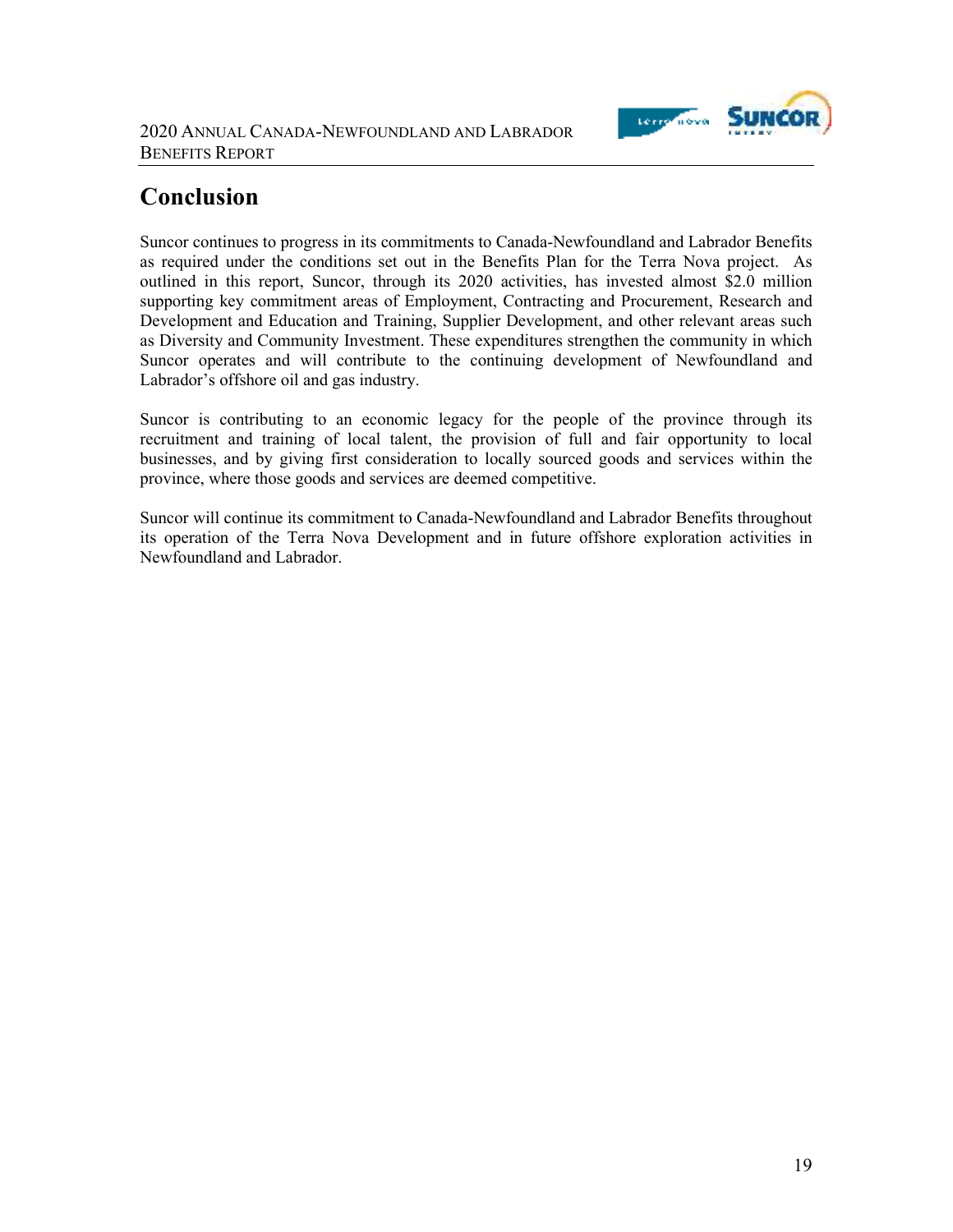# Conclusion

Suncor continues to progress in its commitments to Canada-Newfoundland and Labrador Benefits as required under the conditions set out in the Benefits Plan for the Terra Nova project. As outlined in this report, Suncor, through its 2020 activities, has invested almost $2.0 million supporting key commitment areas of Employment, Contracting and Procurement, Research and Development and Education and Training, Supplier Development, and other relevant areas such as Diversity and Community Investment. These expenditures strengthen the community in which Suncor operates and will contribute to the continuing development of Newfoundland and Labrador's offshore oil and gas industry.

Suncor is contributing to an economic legacy for the people of the province through its recruitment and training of local talent, the provision of full and fair opportunity to local businesses, and by giving first consideration to locally sourced goods and services within the province, where those goods and services are deemed competitive.

Suncor will continue its commitment to Canada-Newfoundland and Labrador Benefits throughout its operation of the Terra Nova Development and in future offshore exploration activities in Newfoundland and Labrador.